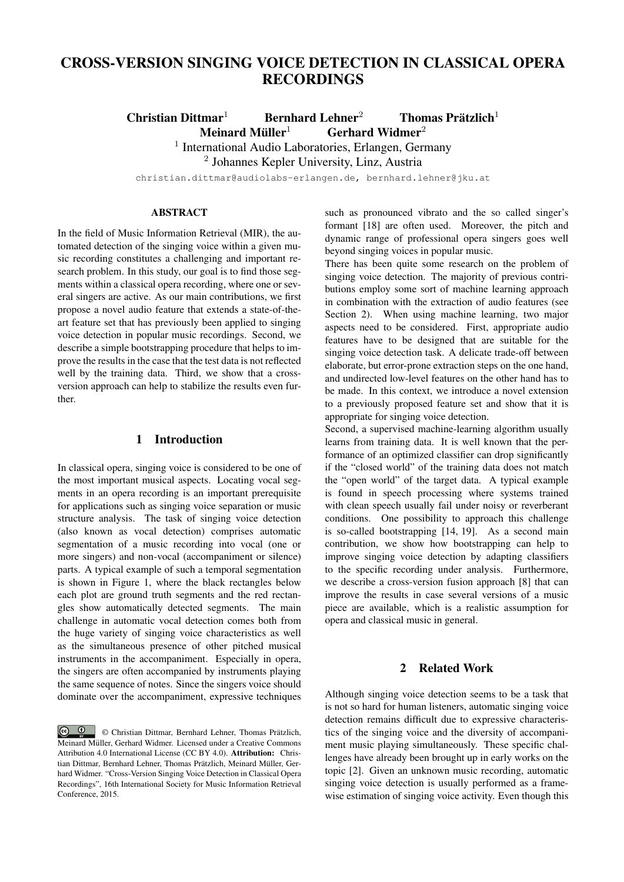# CROSS-VERSION SINGING VOICE DETECTION IN CLASSICAL OPERA RECORDINGS

**Christian Dittmar**[1] **Bernhard Lehner**[2] **Thomas Prätzlich**[1] **Meinard Müller**[1] **Gerhard Widmer**[2]

[1] International Audio Laboratories, Erlangen, Germany
[2] Johannes Kepler University, Linz, Austria

christian.dittmar@audiolabs-erlangen.de, bernhard.lehner@jku.at

### ABSTRACT

In the field of Music Information Retrieval (MIR), the automated detection of the singing voice within a given music recording constitutes a challenging and important research problem. In this study, our goal is to find those segments within a classical opera recording, where one or several singers are active. As our main contributions, we first propose a novel audio feature that extends a state-of-the-art feature set that has previously been applied to singing voice detection in popular music recordings. Second, we describe a simple bootstrapping procedure that helps to improve the results in the case that the test data is not reflected well by the training data. Third, we show that a cross-version approach can help to stabilize the results even further.

## 1 Introduction

In classical opera, singing voice is considered to be one of the most important musical aspects. Locating vocal segments in an opera recording is an important prerequisite for applications such as singing voice separation or music structure analysis. The task of singing voice detection (also known as vocal detection) comprises automatic segmentation of a music recording into vocal (one or more singers) and non-vocal (accompaniment or silence) parts. A typical example of such a temporal segmentation is shown in Figure 1, where the black rectangles below each plot are ground truth segments and the red rectangles show automatically detected segments. The main challenge in automatic vocal detection comes both from the huge variety of singing voice characteristics as well as the simultaneous presence of other pitched musical instruments in the accompaniment. Especially in opera, the singers are often accompanied by instruments playing the same sequence of notes. Since the singers voice should dominate over the accompaniment, expressive techniques such as pronounced vibrato and the so called singer's formant [18] are often used. Moreover, the pitch and dynamic range of professional opera singers goes well beyond singing voices in popular music.

There has been quite some research on the problem of singing voice detection. The majority of previous contributions employ some sort of machine learning approach in combination with the extraction of audio features (see Section 2). When using machine learning, two major aspects need to be considered. First, appropriate audio features have to be designed that are suitable for the singing voice detection task. A delicate trade-off between elaborate, but error-prone extraction steps on the one hand, and undirected low-level features on the other hand has to be made. In this context, we introduce a novel extension to a previously proposed feature set and show that it is appropriate for singing voice detection.

Second, a supervised machine-learning algorithm usually learns from training data. It is well known that the performance of an optimized classifier can drop significantly if the "closed world" of the training data does not match the "open world" of the target data. A typical example is found in speech processing where systems trained with clean speech usually fail under noisy or reverberant conditions. One possibility to approach this challenge is so-called bootstrapping [14, 19]. As a second main contribution, we show how bootstrapping can help to improve singing voice detection by adapting classifiers to the specific recording under analysis. Furthermore, we describe a cross-version fusion approach [8] that can improve the results in case several versions of a music piece are available, which is a realistic assumption for opera and classical music in general.

## 2 Related Work

Although singing voice detection seems to be a task that is not so hard for human listeners, automatic singing voice detection remains difficult due to expressive characteristics of the singing voice and the diversity of accompaniment music playing simultaneously. These specific challenges have already been brought up in early works on the topic [2]. Given an unknown music recording, automatic singing voice detection is usually performed as a frame-wise estimation of singing voice activity. Even though this

© Christian Dittmar, Bernhard Lehner, Thomas Prätzlich, Meinard Müller, Gerhard Widmer. Licensed under a Creative Commons Attribution 4.0 International License (CC BY 4.0). **Attribution:** Christian Dittmar, Bernhard Lehner, Thomas Prätzlich, Meinard Müller, Gerhard Widmer. "Cross-Version Singing Voice Detection in Classical Opera Recordings", 16th International Society for Music Information Retrieval Conference, 2015.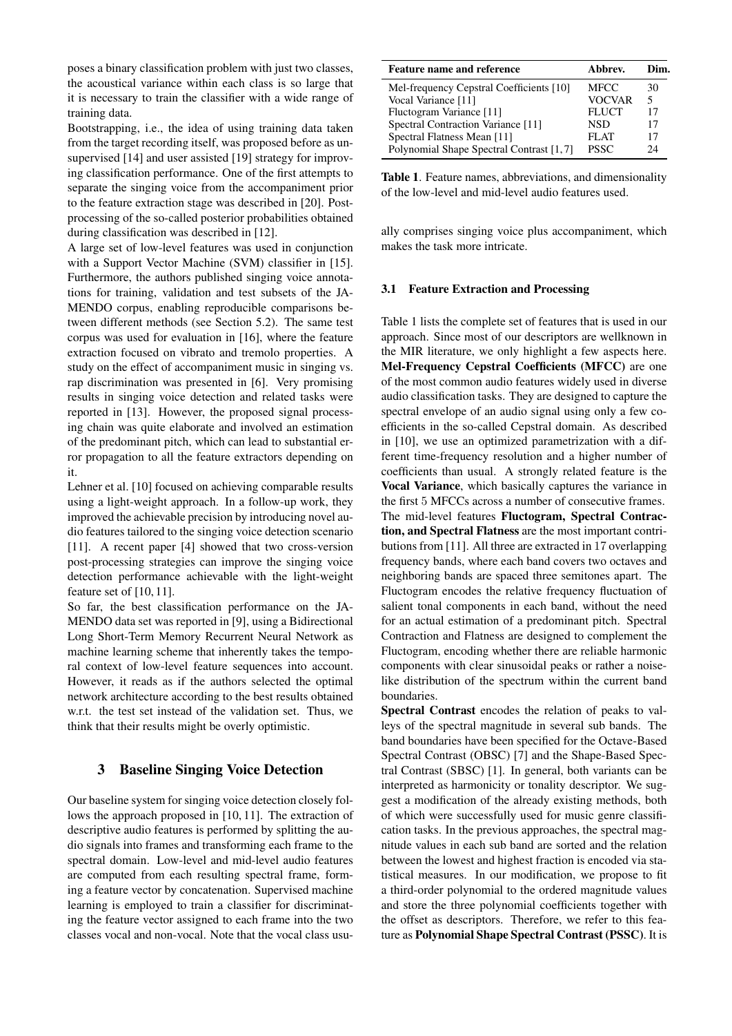poses a binary classification problem with just two classes, the acoustical variance within each class is so large that it is necessary to train the classifier with a wide range of training data.

Bootstrapping, i.e., the idea of using training data taken from the target recording itself, was proposed before as unsupervised [14] and user assisted [19] strategy for improving classification performance. One of the first attempts to separate the singing voice from the accompaniment prior to the feature extraction stage was described in [20]. Postprocessing of the so-called posterior probabilities obtained during classification was described in [12].

A large set of low-level features was used in conjunction with a Support Vector Machine (SVM) classifier in [15]. Furthermore, the authors published singing voice annotations for training, validation and test subsets of the JAMENDO corpus, enabling reproducible comparisons between different methods (see Section 5.2). The same test corpus was used for evaluation in [16], where the feature extraction focused on vibrato and tremolo properties. A study on the effect of accompaniment music in singing vs. rap discrimination was presented in [6]. Very promising results in singing voice detection and related tasks were reported in [13]. However, the proposed signal processing chain was quite elaborate and involved an estimation of the predominant pitch, which can lead to substantial error propagation to all the feature extractors depending on it.

Lehner et al. [10] focused on achieving comparable results using a light-weight approach. In a follow-up work, they improved the achievable precision by introducing novel audio features tailored to the singing voice detection scenario [11]. A recent paper [4] showed that two cross-version post-processing strategies can improve the singing voice detection performance achievable with the light-weight feature set of [10, 11].

So far, the best classification performance on the JAMENDO data set was reported in [9], using a Bidirectional Long Short-Term Memory Recurrent Neural Network as machine learning scheme that inherently takes the temporal context of low-level feature sequences into account. However, it reads as if the authors selected the optimal network architecture according to the best results obtained w.r.t. the test set instead of the validation set. Thus, we think that their results might be overly optimistic.

## 3 Baseline Singing Voice Detection

Our baseline system for singing voice detection closely follows the approach proposed in [10, 11]. The extraction of descriptive audio features is performed by splitting the audio signals into frames and transforming each frame to the spectral domain. Low-level and mid-level audio features are computed from each resulting spectral frame, forming a feature vector by concatenation. Supervised machine learning is employed to train a classifier for discriminating the feature vector assigned to each frame into the two classes vocal and non-vocal. Note that the vocal class usually comprises singing voice plus accompaniment, which makes the task more intricate.

| Feature name and reference | Abbrev. | Dim. |
|---|---|---|
| Mel-frequency Cepstral Coefficients [10] | MFCC | 30 |
| Vocal Variance [11] | VOCVAR | 5 |
| Fluctogram Variance [11] | FLUCT | 17 |
| Spectral Contraction Variance [11] | NSD | 17 |
| Spectral Flatness Mean [11] | FLAT | 17 |
| Polynomial Shape Spectral Contrast [1, 7] | PSSC | 24 |

**Table 1**. Feature names, abbreviations, and dimensionality of the low-level and mid-level audio features used.

### 3.1 Feature Extraction and Processing

Table 1 lists the complete set of features that is used in our approach. Since most of our descriptors are wellknown in the MIR literature, we only highlight a few aspects here. **Mel-Frequency Cepstral Coefficients (MFCC)** are one of the most common audio features widely used in diverse audio classification tasks. They are designed to capture the spectral envelope of an audio signal using only a few coefficients in the so-called Cepstral domain. As described in [10], we use an optimized parametrization with a different time-frequency resolution and a higher number of coefficients than usual. A strongly related feature is the **Vocal Variance**, which basically captures the variance in the first 5 MFCCs across a number of consecutive frames. The mid-level features **Fluctogram, Spectral Contraction, and Spectral Flatness** are the most important contributions from [11]. All three are extracted in 17 overlapping frequency bands, where each band covers two octaves and neighboring bands are spaced three semitones apart. The Fluctogram encodes the relative frequency fluctuation of salient tonal components in each band, without the need for an actual estimation of a predominant pitch. Spectral Contraction and Flatness are designed to complement the Fluctogram, encoding whether there are reliable harmonic components with clear sinusoidal peaks or rather a noise-like distribution of the spectrum within the current band boundaries.

**Spectral Contrast** encodes the relation of peaks to valleys of the spectral magnitude in several sub bands. The band boundaries have been specified for the Octave-Based Spectral Contrast (OBSC) [7] and the Shape-Based Spectral Contrast (SBSC) [1]. In general, both variants can be interpreted as harmonicity or tonality descriptor. We suggest a modification of the already existing methods, both of which were successfully used for music genre classification tasks. In the previous approaches, the spectral magnitude values in each sub band are sorted and the relation between the lowest and highest fraction is encoded via statistical measures. In our modification, we propose to fit a third-order polynomial to the ordered magnitude values and store the three polynomial coefficients together with the offset as descriptors. Therefore, we refer to this feature as **Polynomial Shape Spectral Contrast (PSSC)**. It is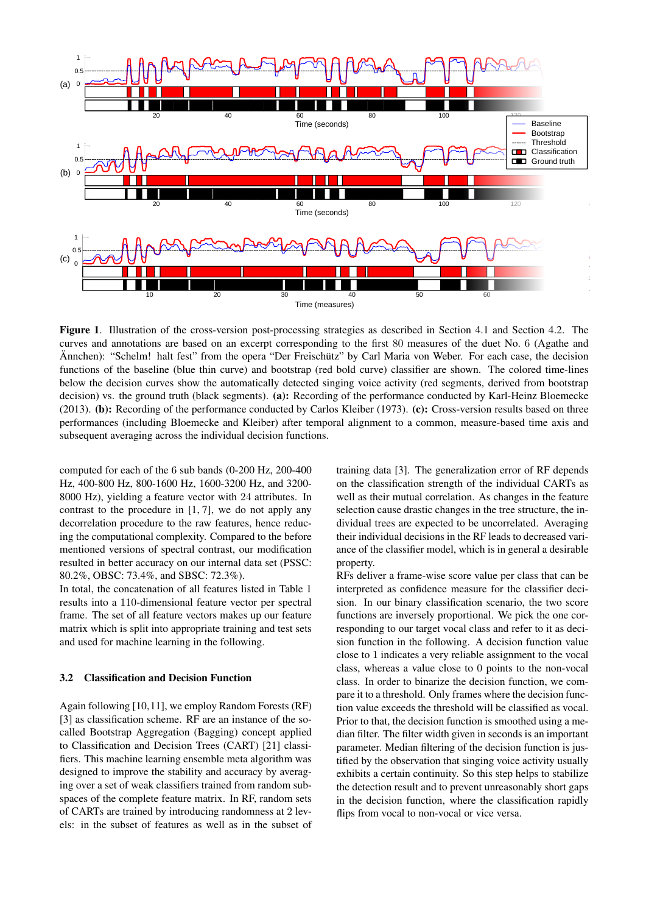**Figure 1**. Illustration of the cross-version post-processing strategies as described in Section 4.1 and Section 4.2. The curves and annotations are based on an excerpt corresponding to the first 80 measures of the duet No. 6 (Agathe and Ännchen): “Schelm! halt fest” from the opera “Der Freischütz” by Carl Maria von Weber. For each case, the decision functions of the baseline (blue thin curve) and bootstrap (red bold curve) classifier are shown. The colored time-lines below the decision curves show the automatically detected singing voice activity (red segments, derived from bootstrap decision) vs. the ground truth (black segments). **(a):** Recording of the performance conducted by Karl-Heinz Bloemecke (2013). **(b):** Recording of the performance conducted by Carlos Kleiber (1973). **(c):** Cross-version results based on three performances (including Bloemecke and Kleiber) after temporal alignment to a common, measure-based time axis and subsequent averaging across the individual decision functions.

computed for each of the 6 sub bands (0-200 Hz, 200-400 Hz, 400-800 Hz, 800-1600 Hz, 1600-3200 Hz, and 3200-8000 Hz), yielding a feature vector with 24 attributes. In contrast to the procedure in [1, 7], we do not apply any decorrelation procedure to the raw features, hence reducing the computational complexity. Compared to the before mentioned versions of spectral contrast, our modification resulted in better accuracy on our internal data set (PSSC: 80.2%, OBSC: 73.4%, and SBSC: 72.3%).

In total, the concatenation of all features listed in Table 1 results into a 110-dimensional feature vector per spectral frame. The set of all feature vectors makes up our feature matrix which is split into appropriate training and test sets and used for machine learning in the following.

### 3.2 Classification and Decision Function

Again following [10,11], we employ Random Forests (RF) [3] as classification scheme. RF are an instance of the so-called Bootstrap Aggregation (Bagging) concept applied to Classification and Decision Trees (CART) [21] classifiers. This machine learning ensemble meta algorithm was designed to improve the stability and accuracy by averaging over a set of weak classifiers trained from random subspaces of the complete feature matrix. In RF, random sets of CARTs are trained by introducing randomness at 2 levels: in the subset of features as well as in the subset of training data [3]. The generalization error of RF depends on the classification strength of the individual CARTs as well as their mutual correlation. As changes in the feature selection cause drastic changes in the tree structure, the individual trees are expected to be uncorrelated. Averaging their individual decisions in the RF leads to decreased variance of the classifier model, which is in general a desirable property.

RFs deliver a frame-wise score value per class that can be interpreted as confidence measure for the classifier decision. In our binary classification scenario, the two score functions are inversely proportional. We pick the one corresponding to our target vocal class and refer to it as decision function in the following. A decision function value close to 1 indicates a very reliable assignment to the vocal class, whereas a value close to 0 points to the non-vocal class. In order to binarize the decision function, we compare it to a threshold. Only frames where the decision function value exceeds the threshold will be classified as vocal. Prior to that, the decision function is smoothed using a median filter. The filter width given in seconds is an important parameter. Median filtering of the decision function is justified by the observation that singing voice activity usually exhibits a certain continuity. So this step helps to stabilize the detection result and to prevent unreasonably short gaps in the decision function, where the classification rapidly flips from vocal to non-vocal or vice versa.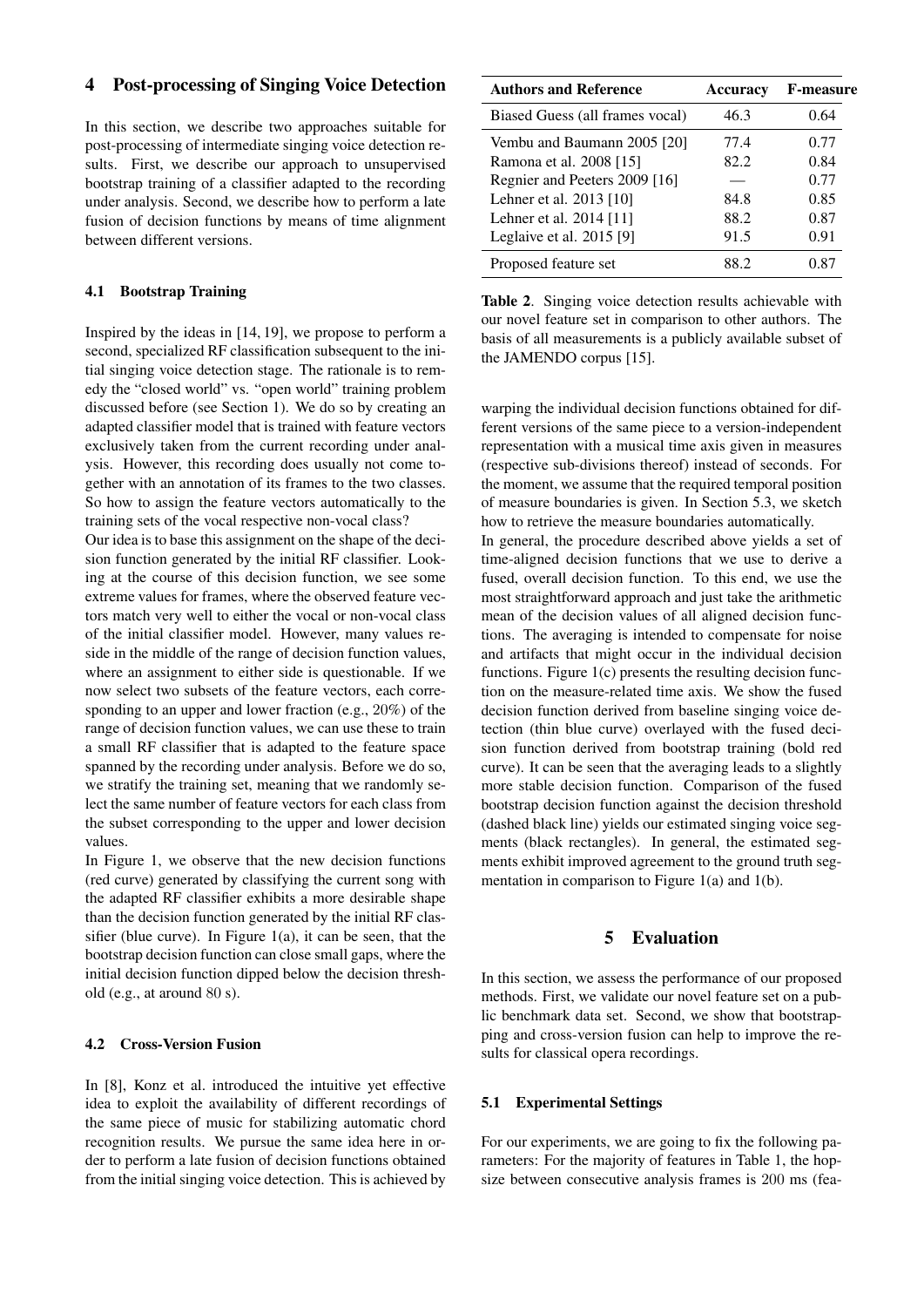## 4 Post-processing of Singing Voice Detection

In this section, we describe two approaches suitable for post-processing of intermediate singing voice detection results. First, we describe our approach to unsupervised bootstrap training of a classifier adapted to the recording under analysis. Second, we describe how to perform a late fusion of decision functions by means of time alignment between different versions.

### 4.1 Bootstrap Training

Inspired by the ideas in [14, 19], we propose to perform a second, specialized RF classification subsequent to the initial singing voice detection stage. The rationale is to remedy the "closed world" vs. "open world" training problem discussed before (see Section 1). We do so by creating an adapted classifier model that is trained with feature vectors exclusively taken from the current recording under analysis. However, this recording does usually not come together with an annotation of its frames to the two classes. So how to assign the feature vectors automatically to the training sets of the vocal respective non-vocal class?

Our idea is to base this assignment on the shape of the decision function generated by the initial RF classifier. Looking at the course of this decision function, we see some extreme values for frames, where the observed feature vectors match very well to either the vocal or non-vocal class of the initial classifier model. However, many values reside in the middle of the range of decision function values, where an assignment to either side is questionable. If we now select two subsets of the feature vectors, each corresponding to an upper and lower fraction (e.g., 20%) of the range of decision function values, we can use these to train a small RF classifier that is adapted to the feature space spanned by the recording under analysis. Before we do so, we stratify the training set, meaning that we randomly select the same number of feature vectors for each class from the subset corresponding to the upper and lower decision values.

In Figure 1, we observe that the new decision functions (red curve) generated by classifying the current song with the adapted RF classifier exhibits a more desirable shape than the decision function generated by the initial RF classifier (blue curve). In Figure 1(a), it can be seen, that the bootstrap decision function can close small gaps, where the initial decision function dipped below the decision threshold (e.g., at around 80 s).

### 4.2 Cross-Version Fusion

In [8], Konz et al. introduced the intuitive yet effective idea to exploit the availability of different recordings of the same piece of music for stabilizing automatic chord recognition results. We pursue the same idea here in order to perform a late fusion of decision functions obtained from the initial singing voice detection. This is achieved by warping the individual decision functions obtained for different versions of the same piece to a version-independent representation with a musical time axis given in measures (respective sub-divisions thereof) instead of seconds. For the moment, we assume that the required temporal position of measure boundaries is given. In Section 5.3, we sketch how to retrieve the measure boundaries automatically.

In general, the procedure described above yields a set of time-aligned decision functions that we use to derive a fused, overall decision function. To this end, we use the most straightforward approach and just take the arithmetic mean of the decision values of all aligned decision functions. The averaging is intended to compensate for noise and artifacts that might occur in the individual decision functions. Figure 1(c) presents the resulting decision function on the measure-related time axis. We show the fused decision function derived from baseline singing voice detection (thin blue curve) overlayed with the fused decision function derived from bootstrap training (bold red curve). It can be seen that the averaging leads to a slightly more stable decision function. Comparison of the fused bootstrap decision function against the decision threshold (dashed black line) yields our estimated singing voice segments (black rectangles). In general, the estimated segments exhibit improved agreement to the ground truth segmentation in comparison to Figure 1(a) and 1(b).

| Authors and Reference | Accuracy | F-measure |
|---|---|---|
| Biased Guess (all frames vocal) | 46.3 | 0.64 |
| Vembu and Baumann 2005 [20] | 77.4 | 0.77 |
| Ramona et al. 2008 [15] | 82.2 | 0.84 |
| Regnier and Peeters 2009 [16] | — | 0.77 |
| Lehner et al. 2013 [10] | 84.8 | 0.85 |
| Lehner et al. 2014 [11] | 88.2 | 0.87 |
| Leglaive et al. 2015 [9] | 91.5 | 0.91 |
| Proposed feature set | 88.2 | 0.87 |

**Table 2**. Singing voice detection results achievable with our novel feature set in comparison to other authors. The basis of all measurements is a publicly available subset of the JAMENDO corpus [15].

## 5 Evaluation

In this section, we assess the performance of our proposed methods. First, we validate our novel feature set on a public benchmark data set. Second, we show that bootstrapping and cross-version fusion can help to improve the results for classical opera recordings.

### 5.1 Experimental Settings

For our experiments, we are going to fix the following parameters: For the majority of features in Table 1, the hopsize between consecutive analysis frames is 200 ms (fea-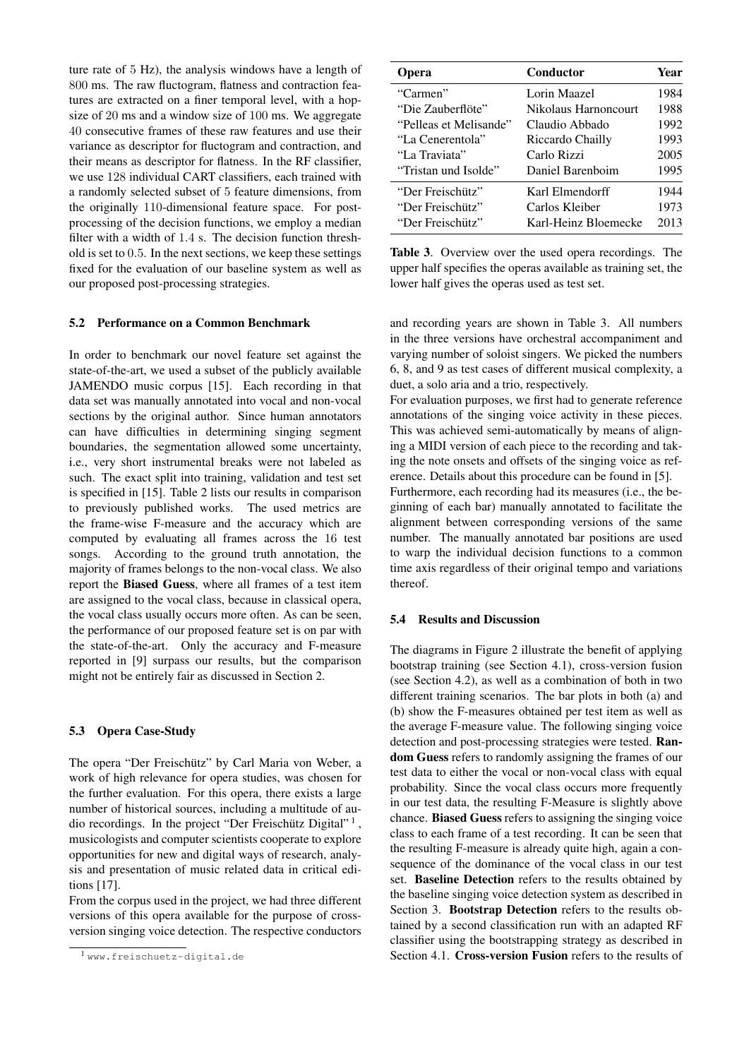ture rate of 5 Hz), the analysis windows have a length of 800 ms. The raw fluctogram, flatness and contraction features are extracted on a finer temporal level, with a hopsize of 20 ms and a window size of 100 ms. We aggregate 40 consecutive frames of these raw features and use their variance as descriptor for fluctogram and contraction, and their means as descriptor for flatness. In the RF classifier, we use 128 individual CART classifiers, each trained with a randomly selected subset of 5 feature dimensions, from the originally 110-dimensional feature space. For post-processing of the decision functions, we employ a median filter with a width of 1.4 s. The decision function threshold is set to 0.5. In the next sections, we keep these settings fixed for the evaluation of our baseline system as well as our proposed post-processing strategies.

### 5.2 Performance on a Common Benchmark

In order to benchmark our novel feature set against the state-of-the-art, we used a subset of the publicly available JAMENDO music corpus [15]. Each recording in that data set was manually annotated into vocal and non-vocal sections by the original author. Since human annotators can have difficulties in determining singing segment boundaries, the segmentation allowed some uncertainty, i.e., very short instrumental breaks were not labeled as such. The exact split into training, validation and test set is specified in [15]. Table 2 lists our results in comparison to previously published works. The used metrics are the frame-wise F-measure and the accuracy which are computed by evaluating all frames across the 16 test songs. According to the ground truth annotation, the majority of frames belongs to the non-vocal class. We also report the **Biased Guess**, where all frames of a test item are assigned to the vocal class, because in classical opera, the vocal class usually occurs more often. As can be seen, the performance of our proposed feature set is on par with the state-of-the-art. Only the accuracy and F-measure reported in [9] surpass our results, but the comparison might not be entirely fair as discussed in Section 2.

### 5.3 Opera Case-Study

The opera "Der Freischütz" by Carl Maria von Weber, a work of high relevance for opera studies, was chosen for the further evaluation. For this opera, there exists a large number of historical sources, including a multitude of audio recordings. In the project "Der Freischütz Digital" [1], musicologists and computer scientists cooperate to explore opportunities for new and digital ways of research, analysis and presentation of music related data in critical editions [17].

From the corpus used in the project, we had three different versions of this opera available for the purpose of cross-version singing voice detection. The respective conductors and recording years are shown in Table 3. All numbers in the three versions have orchestral accompaniment and varying number of soloist singers. We picked the numbers 6, 8, and 9 as test cases of different musical complexity, a duet, a solo aria and a trio, respectively.

For evaluation purposes, we first had to generate reference annotations of the singing voice activity in these pieces. This was achieved semi-automatically by means of aligning a MIDI version of each piece to the recording and taking the note onsets and offsets of the singing voice as reference. Details about this procedure can be found in [5].

Furthermore, each recording had its measures (i.e., the beginning of each bar) manually annotated to facilitate the alignment between corresponding versions of the same number. The manually annotated bar positions are used to warp the individual decision functions to a common time axis regardless of their original tempo and variations thereof.

| Opera | Conductor | Year |
|---|---|---|
| "Carmen" | Lorin Maazel | 1984 |
| "Die Zauberflöte" | Nikolaus Harnoncourt | 1988 |
| "Pelleas et Melisande" | Claudio Abbado | 1992 |
| "La Cenerentola" | Riccardo Chailly | 1993 |
| "La Traviata" | Carlo Rizzi | 2005 |
| "Tristan und Isolde" | Daniel Barenboim | 1995 |
| "Der Freischütz" | Karl Elmendorff | 1944 |
| "Der Freischütz" | Carlos Kleiber | 1973 |
| "Der Freischütz" | Karl-Heinz Bloemecke | 2013 |

**Table 3**. Overview over the used opera recordings. The upper half specifies the operas available as training set, the lower half gives the operas used as test set.

### 5.4 Results and Discussion

The diagrams in Figure 2 illustrate the benefit of applying bootstrap training (see Section 4.1), cross-version fusion (see Section 4.2), as well as a combination of both in two different training scenarios. The bar plots in both (a) and (b) show the F-measures obtained per test item as well as the average F-measure value. The following singing voice detection and post-processing strategies were tested. **Random Guess** refers to randomly assigning the frames of our test data to either the vocal or non-vocal class with equal probability. Since the vocal class occurs more frequently in our test data, the resulting F-Measure is slightly above chance. **Biased Guess** refers to assigning the singing voice class to each frame of a test recording. It can be seen that the resulting F-measure is already quite high, again a consequence of the dominance of the vocal class in our test set. **Baseline Detection** refers to the results obtained by the baseline singing voice detection system as described in Section 3. **Bootstrap Detection** refers to the results obtained by a second classification run with an adapted RF classifier using the bootstrapping strategy as described in Section 4.1. **Cross-version Fusion** refers to the results of

[1] www.freischuetz-digital.de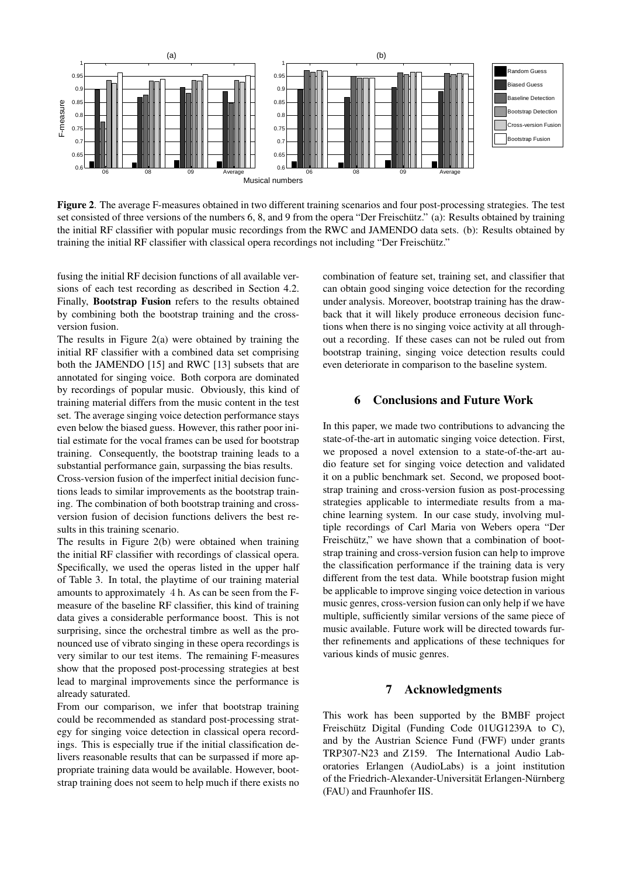**Figure 2**. The average F-measures obtained in two different training scenarios and four post-processing strategies. The test set consisted of three versions of the numbers 6, 8, and 9 from the opera "Der Freischütz." (a): Results obtained by training the initial RF classifier with popular music recordings from the RWC and JAMENDO data sets. (b): Results obtained by training the initial RF classifier with classical opera recordings not including "Der Freischütz."

fusing the initial RF decision functions of all available versions of each test recording as described in Section 4.2. Finally, **Bootstrap Fusion** refers to the results obtained by combining both the bootstrap training and the cross-version fusion.

The results in Figure 2(a) were obtained by training the initial RF classifier with a combined data set comprising both the JAMENDO [15] and RWC [13] subsets that are annotated for singing voice. Both corpora are dominated by recordings of popular music. Obviously, this kind of training material differs from the music content in the test set. The average singing voice detection performance stays even below the biased guess. However, this rather poor initial estimate for the vocal frames can be used for bootstrap training. Consequently, the bootstrap training leads to a substantial performance gain, surpassing the bias results.

Cross-version fusion of the imperfect initial decision functions leads to similar improvements as the bootstrap training. The combination of both bootstrap training and cross-version fusion of decision functions delivers the best results in this training scenario.

The results in Figure 2(b) were obtained when training the initial RF classifier with recordings of classical opera. Specifically, we used the operas listed in the upper half of Table 3. In total, the playtime of our training material amounts to approximately 4 h. As can be seen from the F-measure of the baseline RF classifier, this kind of training data gives a considerable performance boost. This is not surprising, since the orchestral timbre as well as the pronounced use of vibrato singing in these opera recordings is very similar to our test items. The remaining F-measures show that the proposed post-processing strategies at best lead to marginal improvements since the performance is already saturated.

From our comparison, we infer that bootstrap training could be recommended as standard post-processing strategy for singing voice detection in classical opera recordings. This is especially true if the initial classification delivers reasonable results that can be surpassed if more appropriate training data would be available. However, bootstrap training does not seem to help much if there exists no combination of feature set, training set, and classifier that can obtain good singing voice detection for the recording under analysis. Moreover, bootstrap training has the drawback that it will likely produce erroneous decision functions when there is no singing voice activity at all throughout a recording. If these cases can not be ruled out from bootstrap training, singing voice detection results could even deteriorate in comparison to the baseline system.

## 6 Conclusions and Future Work

In this paper, we made two contributions to advancing the state-of-the-art in automatic singing voice detection. First, we proposed a novel extension to a state-of-the-art audio feature set for singing voice detection and validated it on a public benchmark set. Second, we proposed bootstrap training and cross-version fusion as post-processing strategies applicable to intermediate results from a machine learning system. In our case study, involving multiple recordings of Carl Maria von Webers opera "Der Freischütz," we have shown that a combination of bootstrap training and cross-version fusion can help to improve the classification performance if the training data is very different from the test data. While bootstrap fusion might be applicable to improve singing voice detection in various music genres, cross-version fusion can only help if we have multiple, sufficiently similar versions of the same piece of music available. Future work will be directed towards further refinements and applications of these techniques for various kinds of music genres.

## 7 Acknowledgments

This work has been supported by the BMBF project Freischütz Digital (Funding Code 01UG1239A to C), and by the Austrian Science Fund (FWF) under grants TRP307-N23 and Z159. The International Audio Laboratories Erlangen (AudioLabs) is a joint institution of the Friedrich-Alexander-Universität Erlangen-Nürnberg (FAU) and Fraunhofer IIS.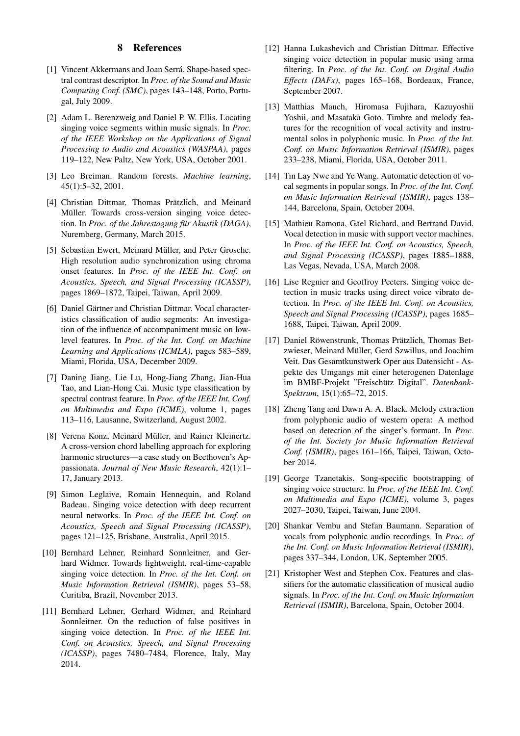## 8 References

[1] Vincent Akkermans and Joan Serrá. Shape-based spectral contrast descriptor. In *Proc. of the Sound and Music Computing Conf. (SMC)*, pages 143–148, Porto, Portugal, July 2009.

[2] Adam L. Berenzweig and Daniel P. W. Ellis. Locating singing voice segments within music signals. In *Proc. of the IEEE Workshop on the Applications of Signal Processing to Audio and Acoustics (WASPAA)*, pages 119–122, New Paltz, New York, USA, October 2001.

[3] Leo Breiman. Random forests. *Machine learning*, 45(1):5–32, 2001.

[4] Christian Dittmar, Thomas Prätzlich, and Meinard Müller. Towards cross-version singing voice detection. In *Proc. of the Jahrestagung für Akustik (DAGA)*, Nuremberg, Germany, March 2015.

[5] Sebastian Ewert, Meinard Müller, and Peter Grosche. High resolution audio synchronization using chroma onset features. In *Proc. of the IEEE Int. Conf. on Acoustics, Speech, and Signal Processing (ICASSP)*, pages 1869–1872, Taipei, Taiwan, April 2009.

[6] Daniel Gärtner and Christian Dittmar. Vocal characteristics classification of audio segments: An investigation of the influence of accompaniment music on low-level features. In *Proc. of the Int. Conf. on Machine Learning and Applications (ICMLA)*, pages 583–589, Miami, Florida, USA, December 2009.

[7] Daning Jiang, Lie Lu, Hong-Jiang Zhang, Jian-Hua Tao, and Lian-Hong Cai. Music type classification by spectral contrast feature. In *Proc. of the IEEE Int. Conf. on Multimedia and Expo (ICME)*, volume 1, pages 113–116, Lausanne, Switzerland, August 2002.

[8] Verena Konz, Meinard Müller, and Rainer Kleinertz. A cross-version chord labelling approach for exploring harmonic structures—a case study on Beethoven's Appassionata. *Journal of New Music Research*, 42(1):1–17, January 2013.

[9] Simon Leglaive, Romain Hennequin, and Roland Badeau. Singing voice detection with deep recurrent neural networks. In *Proc. of the IEEE Int. Conf. on Acoustics, Speech and Signal Processing (ICASSP)*, pages 121–125, Brisbane, Australia, April 2015.

[10] Bernhard Lehner, Reinhard Sonnleitner, and Gerhard Widmer. Towards lightweight, real-time-capable singing voice detection. In *Proc. of the Int. Conf. on Music Information Retrieval (ISMIR)*, pages 53–58, Curitiba, Brazil, November 2013.

[11] Bernhard Lehner, Gerhard Widmer, and Reinhard Sonnleitner. On the reduction of false positives in singing voice detection. In *Proc. of the IEEE Int. Conf. on Acoustics, Speech, and Signal Processing (ICASSP)*, pages 7480–7484, Florence, Italy, May 2014.

[12] Hanna Lukashevich and Christian Dittmar. Effective singing voice detection in popular music using arma filtering. In *Proc. of the Int. Conf. on Digital Audio Effects (DAFx)*, pages 165–168, Bordeaux, France, September 2007.

[13] Matthias Mauch, Hiromasa Fujihara, Kazuyoshii Yoshii, and Masataka Goto. Timbre and melody features for the recognition of vocal activity and instrumental solos in polyphonic music. In *Proc. of the Int. Conf. on Music Information Retrieval (ISMIR)*, pages 233–238, Miami, Florida, USA, October 2011.

[14] Tin Lay Nwe and Ye Wang. Automatic detection of vocal segments in popular songs. In *Proc. of the Int. Conf. on Music Information Retrieval (ISMIR)*, pages 138–144, Barcelona, Spain, October 2004.

[15] Mathieu Ramona, Gäel Richard, and Bertrand David. Vocal detection in music with support vector machines. In *Proc. of the IEEE Int. Conf. on Acoustics, Speech, and Signal Processing (ICASSP)*, pages 1885–1888, Las Vegas, Nevada, USA, March 2008.

[16] Lise Regnier and Geoffroy Peeters. Singing voice detection in music tracks using direct voice vibrato detection. In *Proc. of the IEEE Int. Conf. on Acoustics, Speech and Signal Processing (ICASSP)*, pages 1685–1688, Taipei, Taiwan, April 2009.

[17] Daniel Röwenstrunk, Thomas Prätzlich, Thomas Betzwieser, Meinard Müller, Gerd Szwillus, and Joachim Veit. Das Gesamtkunstwerk Oper aus Datensicht - Aspekte des Umgangs mit einer heterogenen Datenlage im BMBF-Projekt "Freischütz Digital". *Datenbank-Spektrum*, 15(1):65–72, 2015.

[18] Zheng Tang and Dawn A. A. Black. Melody extraction from polyphonic audio of western opera: A method based on detection of the singer's formant. In *Proc. of the Int. Society for Music Information Retrieval Conf. (ISMIR)*, pages 161–166, Taipei, Taiwan, October 2014.

[19] George Tzanetakis. Song-specific bootstrapping of singing voice structure. In *Proc. of the IEEE Int. Conf. on Multimedia and Expo (ICME)*, volume 3, pages 2027–2030, Taipei, Taiwan, June 2004.

[20] Shankar Vembu and Stefan Baumann. Separation of vocals from polyphonic audio recordings. In *Proc. of the Int. Conf. on Music Information Retrieval (ISMIR)*, pages 337–344, London, UK, September 2005.

[21] Kristopher West and Stephen Cox. Features and classifiers for the automatic classification of musical audio signals. In *Proc. of the Int. Conf. on Music Information Retrieval (ISMIR)*, Barcelona, Spain, October 2004.